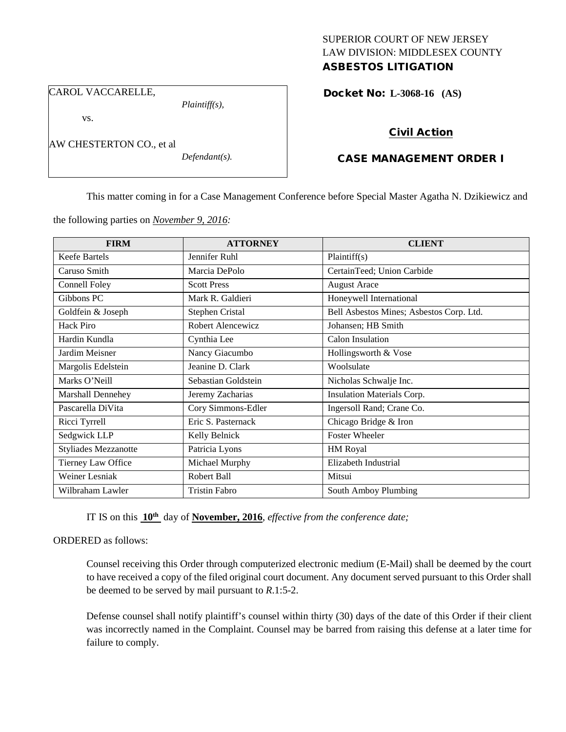SUPERIOR COURT OF NEW JERSEY
LAW DIVISION: MIDDLESEX COUNTY
**ASBESTOS LITIGATION**

CAROL VACCARELLE,
*Plaintiff(s),*

vs.

AW CHESTERTON CO., et al
*Defendant(s).*

**Docket No: L-3068-16 (AS)**

**Civil Action**

**CASE MANAGEMENT ORDER I**

This matter coming in for a Case Management Conference before Special Master Agatha N. Dzikiewicz and the following parties on *November 9, 2016:*

| FIRM | ATTORNEY | CLIENT |
|---|---|---|
| Keefe Bartels | Jennifer Ruhl | Plaintiff(s) |
| Caruso Smith | Marcia DePolo | CertainTeed; Union Carbide |
| Connell Foley | Scott Press | August Arace |
| Gibbons PC | Mark R. Galdieri | Honeywell International |
| Goldfein & Joseph | Stephen Cristal | Bell Asbestos Mines; Asbestos Corp. Ltd. |
| Hack Piro | Robert Alencewicz | Johansen; HB Smith |
| Hardin Kundla | Cynthia Lee | Calon Insulation |
| Jardim Meisner | Nancy Giacumbo | Hollingsworth & Vose |
| Margolis Edelstein | Jeanine D. Clark | Woolsulate |
| Marks O'Neill | Sebastian Goldstein | Nicholas Schwalje Inc. |
| Marshall Dennehey | Jeremy Zacharias | Insulation Materials Corp. |
| Pascarella DiVita | Cory Simmons-Edler | Ingersoll Rand; Crane Co. |
| Ricci Tyrrell | Eric S. Pasternack | Chicago Bridge & Iron |
| Sedgwick LLP | Kelly Belnick | Foster Wheeler |
| Styliades Mezzanotte | Patricia Lyons | HM Royal |
| Tierney Law Office | Michael Murphy | Elizabeth Industrial |
| Weiner Lesniak | Robert Ball | Mitsui |
| Wilbraham Lawler | Tristin Fabro | South Amboy Plumbing |

IT IS on this **10th** day of **November, 2016**, *effective from the conference date;*

ORDERED as follows:

Counsel receiving this Order through computerized electronic medium (E-Mail) shall be deemed by the court to have received a copy of the filed original court document. Any document served pursuant to this Order shall be deemed to be served by mail pursuant to *R*.1:5-2.

Defense counsel shall notify plaintiff's counsel within thirty (30) days of the date of this Order if their client was incorrectly named in the Complaint. Counsel may be barred from raising this defense at a later time for failure to comply.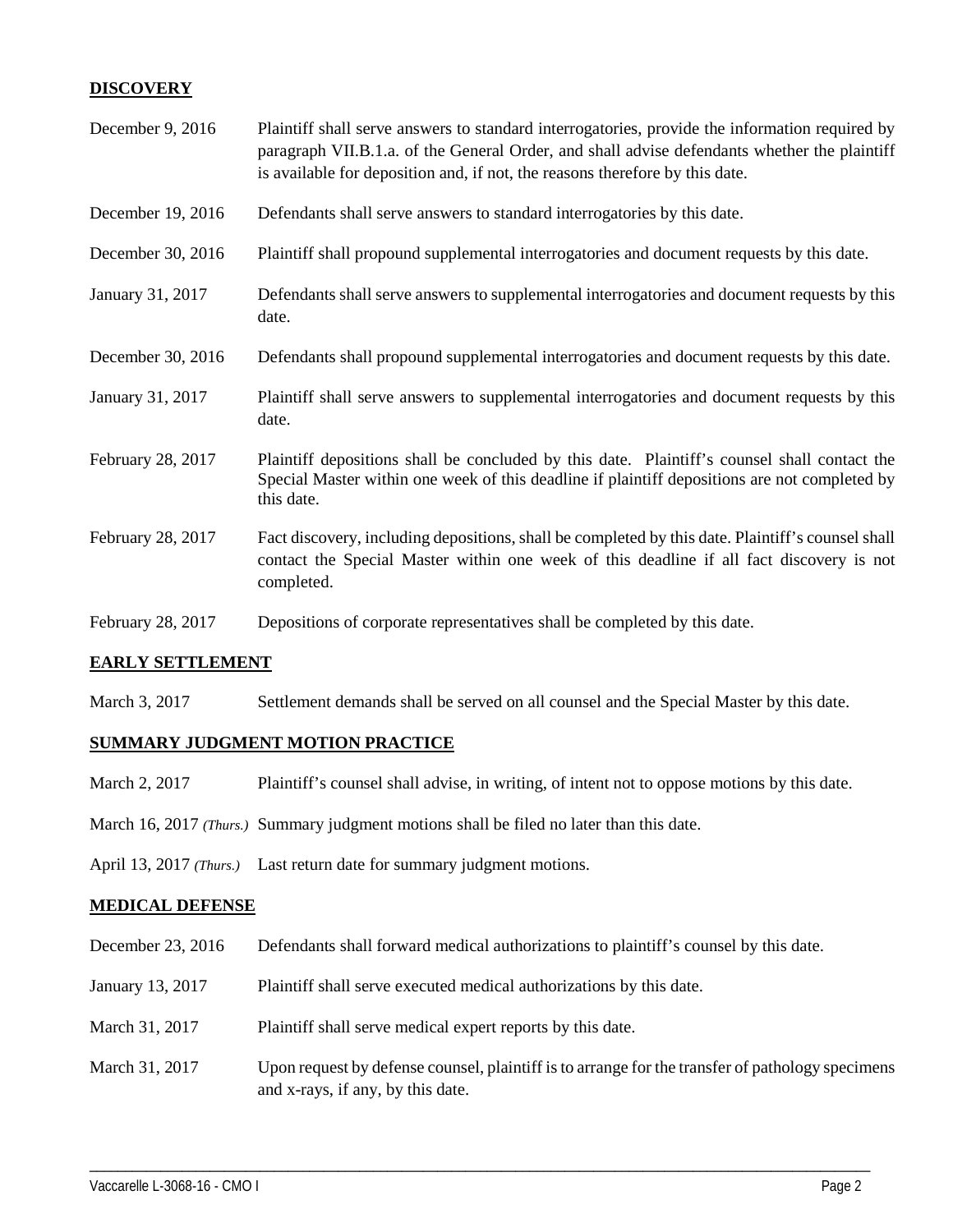## DISCOVERY

| | |
|---|---|
| December 9, 2016 | Plaintiff shall serve answers to standard interrogatories, provide the information required by paragraph VII.B.1.a. of the General Order, and shall advise defendants whether the plaintiff is available for deposition and, if not, the reasons therefore by this date. |
| December 19, 2016 | Defendants shall serve answers to standard interrogatories by this date. |
| December 30, 2016 | Plaintiff shall propound supplemental interrogatories and document requests by this date. |
| January 31, 2017 | Defendants shall serve answers to supplemental interrogatories and document requests by this date. |
| December 30, 2016 | Defendants shall propound supplemental interrogatories and document requests by this date. |
| January 31, 2017 | Plaintiff shall serve answers to supplemental interrogatories and document requests by this date. |
| February 28, 2017 | Plaintiff depositions shall be concluded by this date. Plaintiff's counsel shall contact the Special Master within one week of this deadline if plaintiff depositions are not completed by this date. |
| February 28, 2017 | Fact discovery, including depositions, shall be completed by this date. Plaintiff's counsel shall contact the Special Master within one week of this deadline if all fact discovery is not completed. |
| February 28, 2017 | Depositions of corporate representatives shall be completed by this date. |

## EARLY SETTLEMENT

| | |
|---|---|
| March 3, 2017 | Settlement demands shall be served on all counsel and the Special Master by this date. |

## SUMMARY JUDGMENT MOTION PRACTICE

| | |
|---|---|
| March 2, 2017 | Plaintiff's counsel shall advise, in writing, of intent not to oppose motions by this date. |
| March 16, 2017 *(Thurs.)* | Summary judgment motions shall be filed no later than this date. |
| April 13, 2017 *(Thurs.)* | Last return date for summary judgment motions. |

## MEDICAL DEFENSE

| | |
|---|---|
| December 23, 2016 | Defendants shall forward medical authorizations to plaintiff's counsel by this date. |
| January 13, 2017 | Plaintiff shall serve executed medical authorizations by this date. |
| March 31, 2017 | Plaintiff shall serve medical expert reports by this date. |
| March 31, 2017 | Upon request by defense counsel, plaintiff is to arrange for the transfer of pathology specimens and x-rays, if any, by this date. |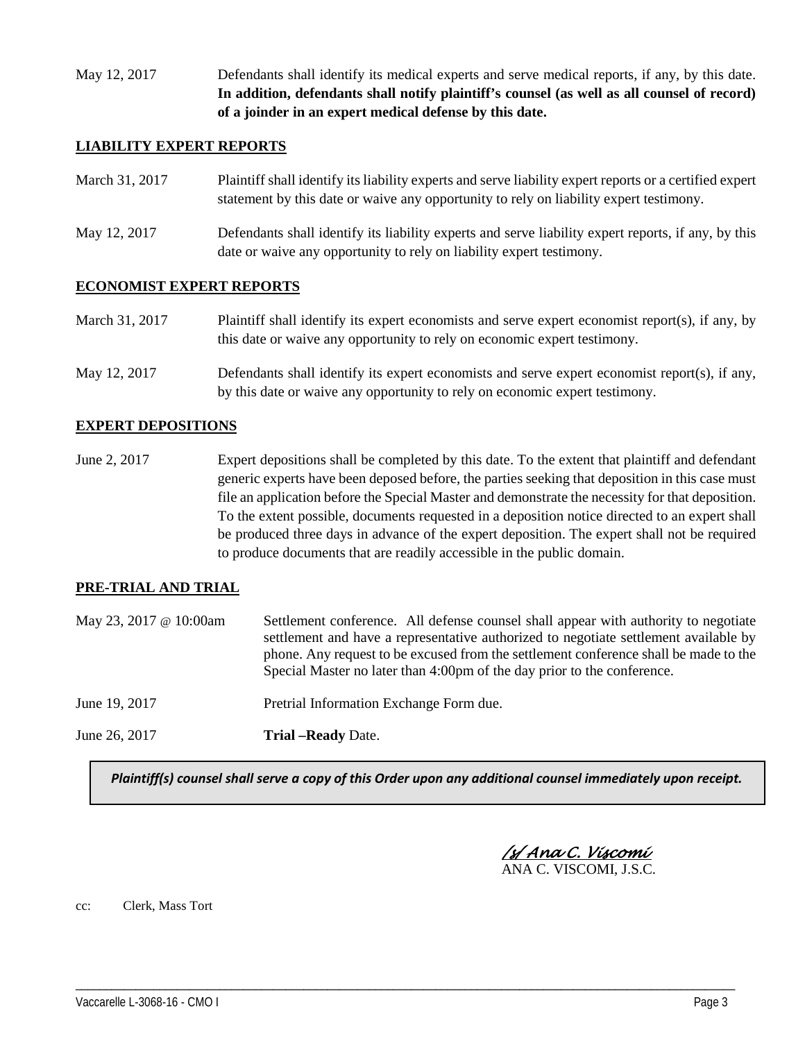| | |
|---|---|
| May 12, 2017 | Defendants shall identify its medical experts and serve medical reports, if any, by this date. **In addition, defendants shall notify plaintiff's counsel (as well as all counsel of record) of a joinder in an expert medical defense by this date.** |

## LIABILITY EXPERT REPORTS

| | |
|---|---|
| March 31, 2017 | Plaintiff shall identify its liability experts and serve liability expert reports or a certified expert statement by this date or waive any opportunity to rely on liability expert testimony. |
| May 12, 2017 | Defendants shall identify its liability experts and serve liability expert reports, if any, by this date or waive any opportunity to rely on liability expert testimony. |

## ECONOMIST EXPERT REPORTS

| | |
|---|---|
| March 31, 2017 | Plaintiff shall identify its expert economists and serve expert economist report(s), if any, by this date or waive any opportunity to rely on economic expert testimony. |
| May 12, 2017 | Defendants shall identify its expert economists and serve expert economist report(s), if any, by this date or waive any opportunity to rely on economic expert testimony. |

## EXPERT DEPOSITIONS

| | |
|---|---|
| June 2, 2017 | Expert depositions shall be completed by this date. To the extent that plaintiff and defendant generic experts have been deposed before, the parties seeking that deposition in this case must file an application before the Special Master and demonstrate the necessity for that deposition. To the extent possible, documents requested in a deposition notice directed to an expert shall be produced three days in advance of the expert deposition. The expert shall not be required to produce documents that are readily accessible in the public domain. |

## PRE-TRIAL AND TRIAL

| | |
|---|---|
| May 23, 2017 @ 10:00am | Settlement conference. All defense counsel shall appear with authority to negotiate settlement and have a representative authorized to negotiate settlement available by phone. Any request to be excused from the settlement conference shall be made to the Special Master no later than 4:00pm of the day prior to the conference. |
| June 19, 2017 | Pretrial Information Exchange Form due. |
| June 26, 2017 | **Trial –Ready** Date. |

***Plaintiff(s) counsel shall serve a copy of this Order upon any additional counsel immediately upon receipt.***

*/s/ Ana C. Viscomi*
ANA C. VISCOMI, J.S.C.

cc: Clerk, Mass Tort

Vaccarelle L-3068-16 - CMO I